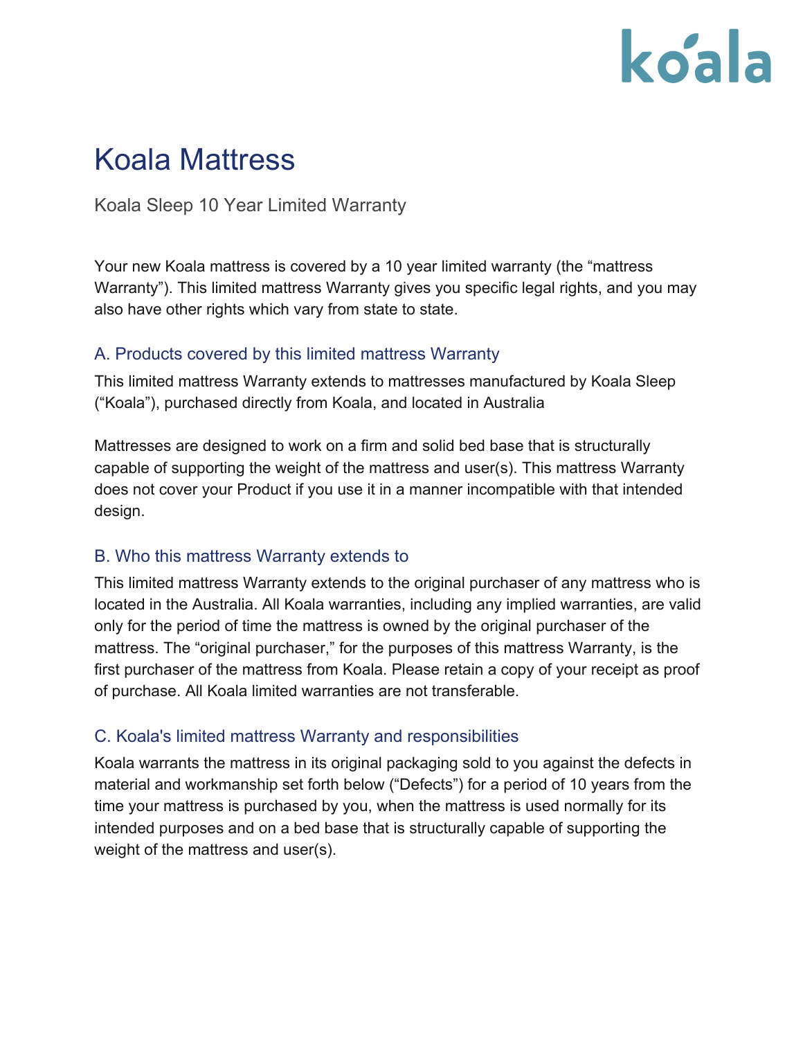# Koala Mattress

Koala Sleep 10 Year Limited Warranty

Your new Koala mattress is covered by a 10 year limited warranty (the "mattress Warranty"). This limited mattress Warranty gives you specific legal rights, and you may also have other rights which vary from state to state.

## A. Products covered by this limited mattress Warranty

This limited mattress Warranty extends to mattresses manufactured by Koala Sleep ("Koala"), purchased directly from Koala, and located in Australia

Mattresses are designed to work on a firm and solid bed base that is structurally capable of supporting the weight of the mattress and user(s). This mattress Warranty does not cover your Product if you use it in a manner incompatible with that intended design.

## B. Who this mattress Warranty extends to

This limited mattress Warranty extends to the original purchaser of any mattress who is located in the Australia. All Koala warranties, including any implied warranties, are valid only for the period of time the mattress is owned by the original purchaser of the mattress. The "original purchaser," for the purposes of this mattress Warranty, is the first purchaser of the mattress from Koala. Please retain a copy of your receipt as proof of purchase. All Koala limited warranties are not transferable.

## C. Koala's limited mattress Warranty and responsibilities

Koala warrants the mattress in its original packaging sold to you against the defects in material and workmanship set forth below ("Defects") for a period of 10 years from the time your mattress is purchased by you, when the mattress is used normally for its intended purposes and on a bed base that is structurally capable of supporting the weight of the mattress and user(s).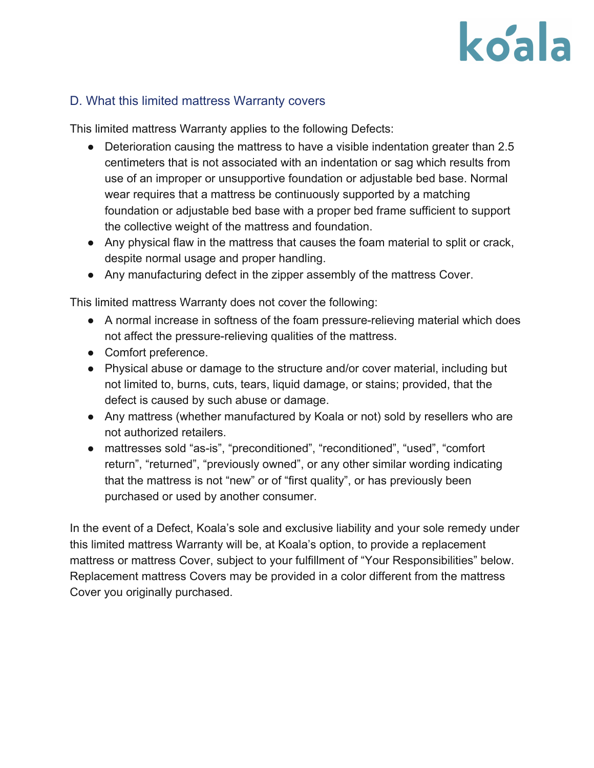## D. What this limited mattress Warranty covers

This limited mattress Warranty applies to the following Defects:

- Deterioration causing the mattress to have a visible indentation greater than 2.5 centimeters that is not associated with an indentation or sag which results from use of an improper or unsupportive foundation or adjustable bed base. Normal wear requires that a mattress be continuously supported by a matching foundation or adjustable bed base with a proper bed frame sufficient to support the collective weight of the mattress and foundation.
- Any physical flaw in the mattress that causes the foam material to split or crack, despite normal usage and proper handling.
- Any manufacturing defect in the zipper assembly of the mattress Cover.

This limited mattress Warranty does not cover the following:

- A normal increase in softness of the foam pressure-relieving material which does not affect the pressure-relieving qualities of the mattress.
- Comfort preference.
- Physical abuse or damage to the structure and/or cover material, including but not limited to, burns, cuts, tears, liquid damage, or stains; provided, that the defect is caused by such abuse or damage.
- Any mattress (whether manufactured by Koala or not) sold by resellers who are not authorized retailers.
- mattresses sold “as-is”, “preconditioned”, “reconditioned”, “used”, “comfort return”, “returned”, “previously owned”, or any other similar wording indicating that the mattress is not “new” or of “first quality”, or has previously been purchased or used by another consumer.

In the event of a Defect, Koala’s sole and exclusive liability and your sole remedy under this limited mattress Warranty will be, at Koala’s option, to provide a replacement mattress or mattress Cover, subject to your fulfillment of “Your Responsibilities” below. Replacement mattress Covers may be provided in a color different from the mattress Cover you originally purchased.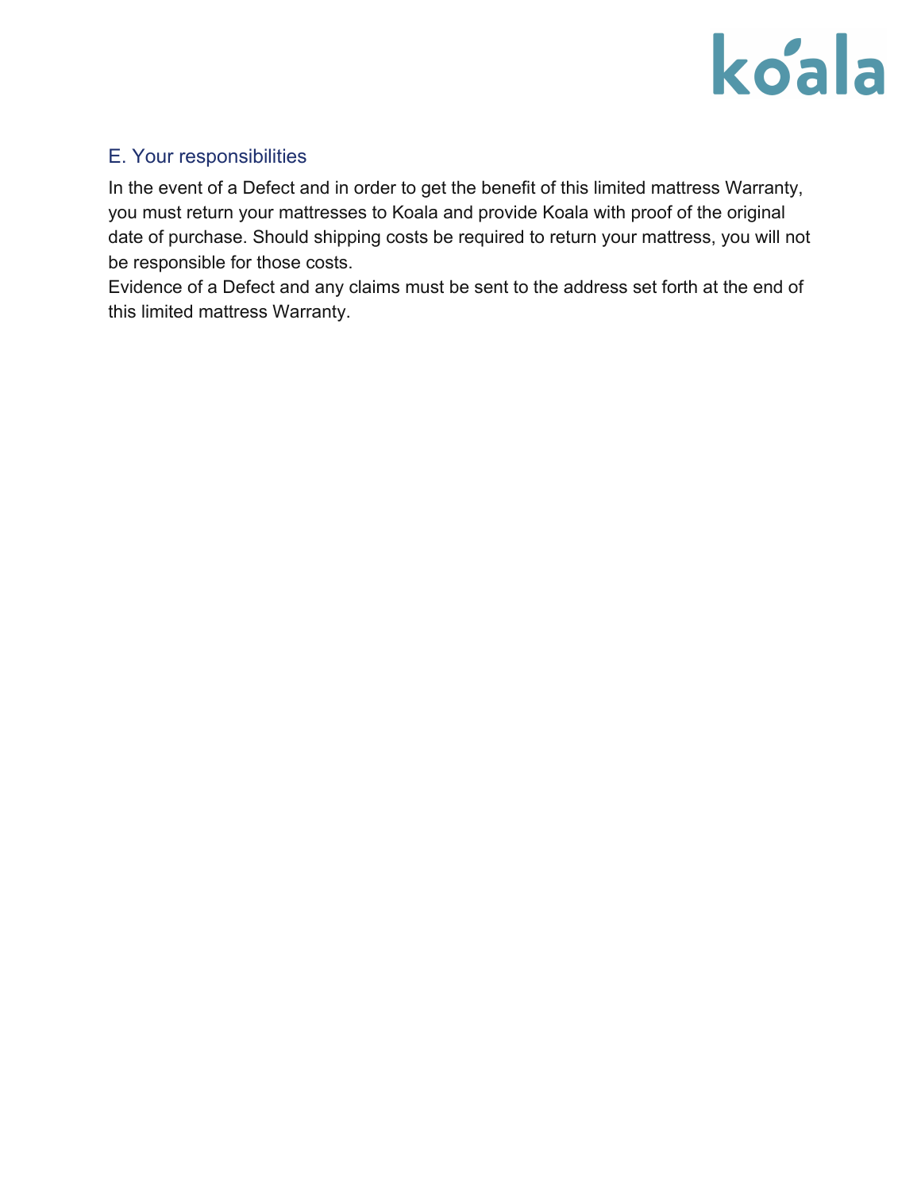## E. Your responsibilities

In the event of a Defect and in order to get the benefit of this limited mattress Warranty, you must return your mattresses to Koala and provide Koala with proof of the original date of purchase. Should shipping costs be required to return your mattress, you will not be responsible for those costs.

Evidence of a Defect and any claims must be sent to the address set forth at the end of this limited mattress Warranty.